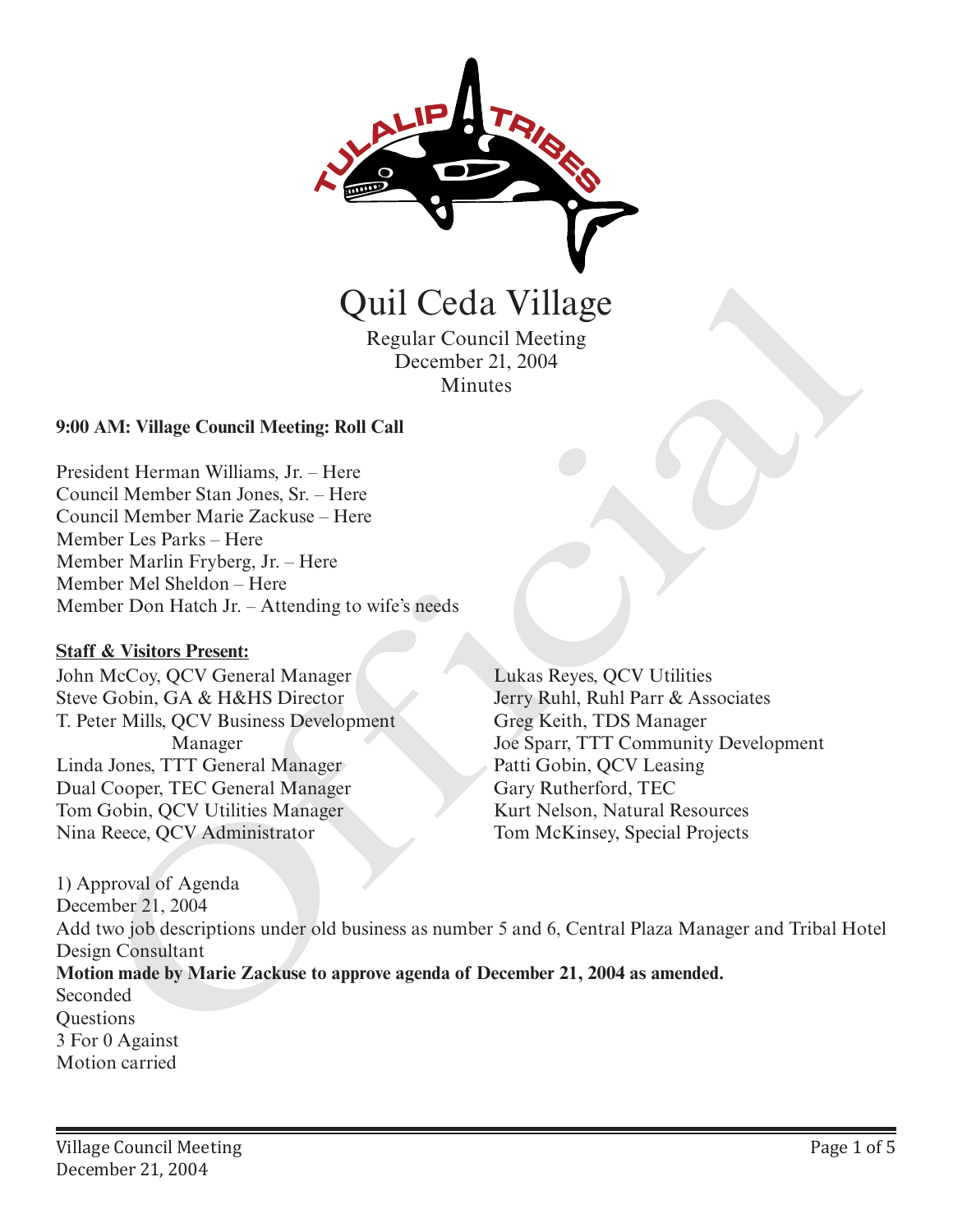# Quil Ceda Village

Regular Council Meeting
December 21, 2004
Minutes

**9:00 AM: Village Council Meeting: Roll Call**

President Herman Williams, Jr. – Here
Council Member Stan Jones, Sr. – Here
Council Member Marie Zackuse – Here
Member Les Parks – Here
Member Marlin Fryberg, Jr. – Here
Member Mel Sheldon – Here
Member Don Hatch Jr. – Attending to wife's needs

**Staff & Visitors Present:**

John McCoy, QCV General Manager
Steve Gobin, GA & H&HS Director
T. Peter Mills, QCV Business Development Manager
Linda Jones, TTT General Manager
Dual Cooper, TEC General Manager
Tom Gobin, QCV Utilities Manager
Nina Reece, QCV Administrator
Lukas Reyes, QCV Utilities
Jerry Ruhl, Ruhl Parr & Associates
Greg Keith, TDS Manager
Joe Sparr, TTT Community Development
Patti Gobin, QCV Leasing
Gary Rutherford, TEC
Kurt Nelson, Natural Resources
Tom McKinsey, Special Projects

1) Approval of Agenda
December 21, 2004
Add two job descriptions under old business as number 5 and 6, Central Plaza Manager and Tribal Hotel Design Consultant
**Motion made by Marie Zackuse to approve agenda of December 21, 2004 as amended.**
Seconded
Questions
3 For 0 Against
Motion carried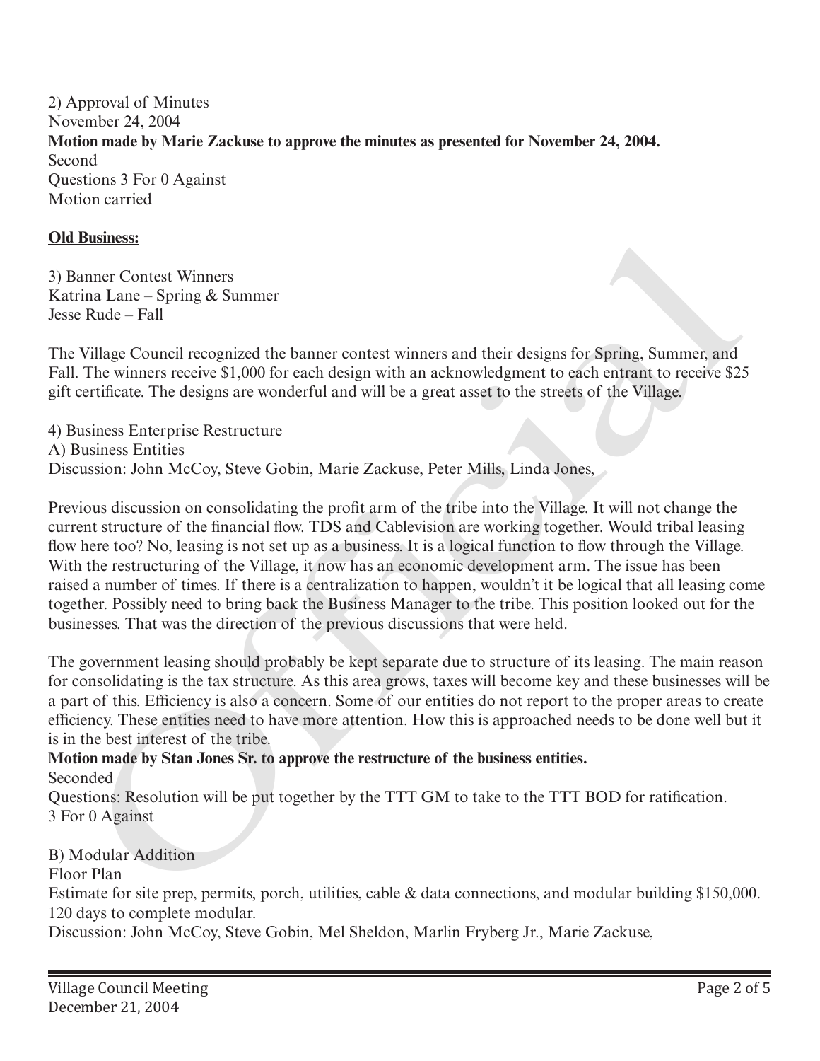2) Approval of Minutes
November 24, 2004
**Motion made by Marie Zackuse to approve the minutes as presented for November 24, 2004.**
Second
Questions 3 For 0 Against
Motion carried

**Old Business:**

3) Banner Contest Winners
Katrina Lane – Spring & Summer
Jesse Rude – Fall

The Village Council recognized the banner contest winners and their designs for Spring, Summer, and Fall. The winners receive $1,000 for each design with an acknowledgment to each entrant to receive $25 gift certificate. The designs are wonderful and will be a great asset to the streets of the Village.

4) Business Enterprise Restructure
A) Business Entities
Discussion: John McCoy, Steve Gobin, Marie Zackuse, Peter Mills, Linda Jones,

Previous discussion on consolidating the profit arm of the tribe into the Village. It will not change the current structure of the financial flow. TDS and Cablevision are working together. Would tribal leasing flow here too? No, leasing is not set up as a business. It is a logical function to flow through the Village. With the restructuring of the Village, it now has an economic development arm. The issue has been raised a number of times. If there is a centralization to happen, wouldn't it be logical that all leasing come together. Possibly need to bring back the Business Manager to the tribe. This position looked out for the businesses. That was the direction of the previous discussions that were held.

The government leasing should probably be kept separate due to structure of its leasing. The main reason for consolidating is the tax structure. As this area grows, taxes will become key and these businesses will be a part of this. Efficiency is also a concern. Some of our entities do not report to the proper areas to create efficiency. These entities need to have more attention. How this is approached needs to be done well but it is in the best interest of the tribe.
**Motion made by Stan Jones Sr. to approve the restructure of the business entities.**
Seconded
Questions: Resolution will be put together by the TTT GM to take to the TTT BOD for ratification.
3 For 0 Against

B) Modular Addition
Floor Plan
Estimate for site prep, permits, porch, utilities, cable & data connections, and modular building $150,000.
120 days to complete modular.
Discussion: John McCoy, Steve Gobin, Mel Sheldon, Marlin Fryberg Jr., Marie Zackuse,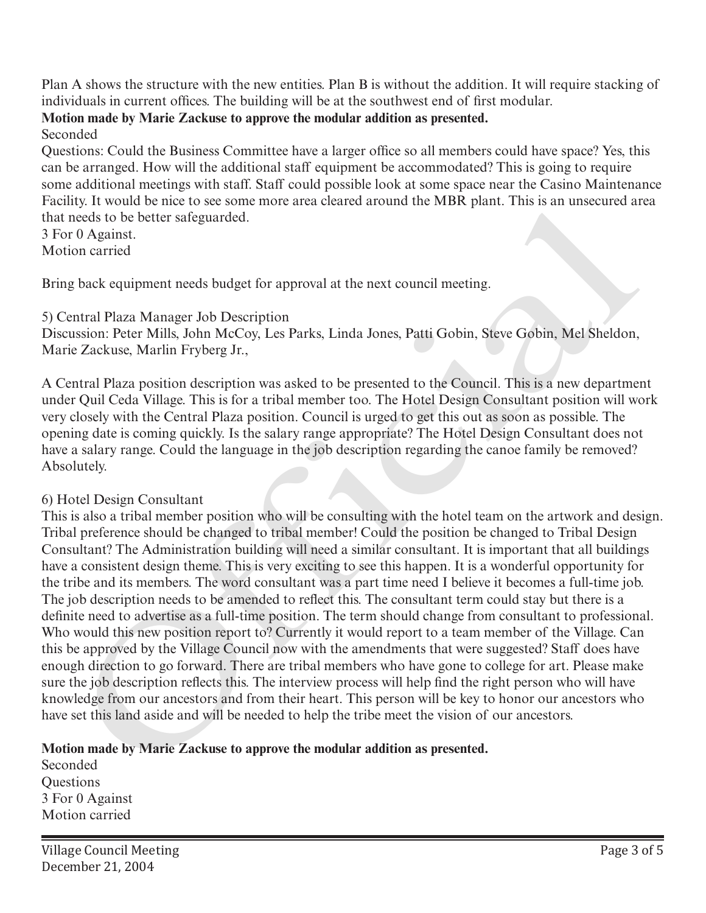Plan A shows the structure with the new entities. Plan B is without the addition. It will require stacking of individuals in current offices. The building will be at the southwest end of first modular.

**Motion made by Marie Zackuse to approve the modular addition as presented.**

Seconded

Questions: Could the Business Committee have a larger office so all members could have space? Yes, this can be arranged. How will the additional staff equipment be accommodated? This is going to require some additional meetings with staff. Staff could possible look at some space near the Casino Maintenance Facility. It would be nice to see some more area cleared around the MBR plant. This is an unsecured area that needs to be better safeguarded.

3 For 0 Against.

Motion carried

Bring back equipment needs budget for approval at the next council meeting.

5) Central Plaza Manager Job Description

Discussion: Peter Mills, John McCoy, Les Parks, Linda Jones, Patti Gobin, Steve Gobin, Mel Sheldon, Marie Zackuse, Marlin Fryberg Jr.,

A Central Plaza position description was asked to be presented to the Council. This is a new department under Quil Ceda Village. This is for a tribal member too. The Hotel Design Consultant position will work very closely with the Central Plaza position. Council is urged to get this out as soon as possible. The opening date is coming quickly. Is the salary range appropriate? The Hotel Design Consultant does not have a salary range. Could the language in the job description regarding the canoe family be removed? Absolutely.

6) Hotel Design Consultant

This is also a tribal member position who will be consulting with the hotel team on the artwork and design. Tribal preference should be changed to tribal member! Could the position be changed to Tribal Design Consultant? The Administration building will need a similar consultant. It is important that all buildings have a consistent design theme. This is very exciting to see this happen. It is a wonderful opportunity for the tribe and its members. The word consultant was a part time need I believe it becomes a full-time job. The job description needs to be amended to reflect this. The consultant term could stay but there is a definite need to advertise as a full-time position. The term should change from consultant to professional. Who would this new position report to? Currently it would report to a team member of the Village. Can this be approved by the Village Council now with the amendments that were suggested? Staff does have enough direction to go forward. There are tribal members who have gone to college for art. Please make sure the job description reflects this. The interview process will help find the right person who will have knowledge from our ancestors and from their heart. This person will be key to honor our ancestors who have set this land aside and will be needed to help the tribe meet the vision of our ancestors.

**Motion made by Marie Zackuse to approve the modular addition as presented.**

Seconded

Questions

3 For 0 Against

Motion carried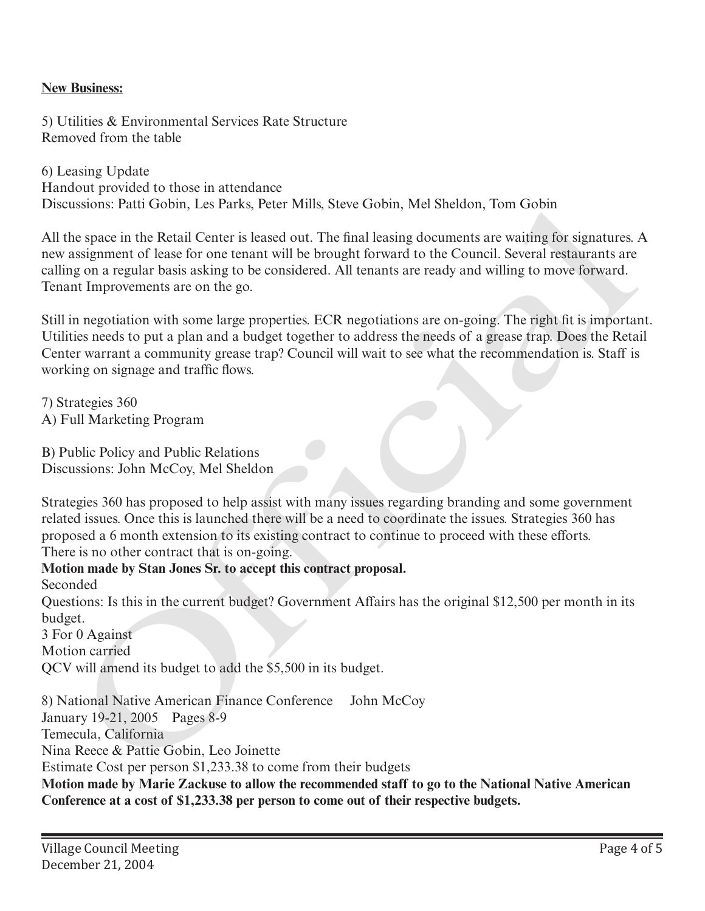**New Business:**

5) Utilities & Environmental Services Rate Structure
Removed from the table

6) Leasing Update
Handout provided to those in attendance
Discussions: Patti Gobin, Les Parks, Peter Mills, Steve Gobin, Mel Sheldon, Tom Gobin

All the space in the Retail Center is leased out. The final leasing documents are waiting for signatures. A new assignment of lease for one tenant will be brought forward to the Council. Several restaurants are calling on a regular basis asking to be considered. All tenants are ready and willing to move forward. Tenant Improvements are on the go.

Still in negotiation with some large properties. ECR negotiations are on-going. The right fit is important. Utilities needs to put a plan and a budget together to address the needs of a grease trap. Does the Retail Center warrant a community grease trap? Council will wait to see what the recommendation is. Staff is working on signage and traffic flows.

7) Strategies 360
A) Full Marketing Program

B) Public Policy and Public Relations
Discussions: John McCoy, Mel Sheldon

Strategies 360 has proposed to help assist with many issues regarding branding and some government related issues. Once this is launched there will be a need to coordinate the issues. Strategies 360 has proposed a 6 month extension to its existing contract to continue to proceed with these efforts.
There is no other contract that is on-going.
**Motion made by Stan Jones Sr. to accept this contract proposal.**
Seconded
Questions: Is this in the current budget? Government Affairs has the original $12,500 per month in its budget.
3 For 0 Against
Motion carried
QCV will amend its budget to add the $5,500 in its budget.

8) National Native American Finance Conference John McCoy
January 19-21, 2005 Pages 8-9
Temecula, California
Nina Reece & Pattie Gobin, Leo Joinette
Estimate Cost per person $1,233.38 to come from their budgets
**Motion made by Marie Zackuse to allow the recommended staff to go to the National Native American Conference at a cost of $1,233.38 per person to come out of their respective budgets.**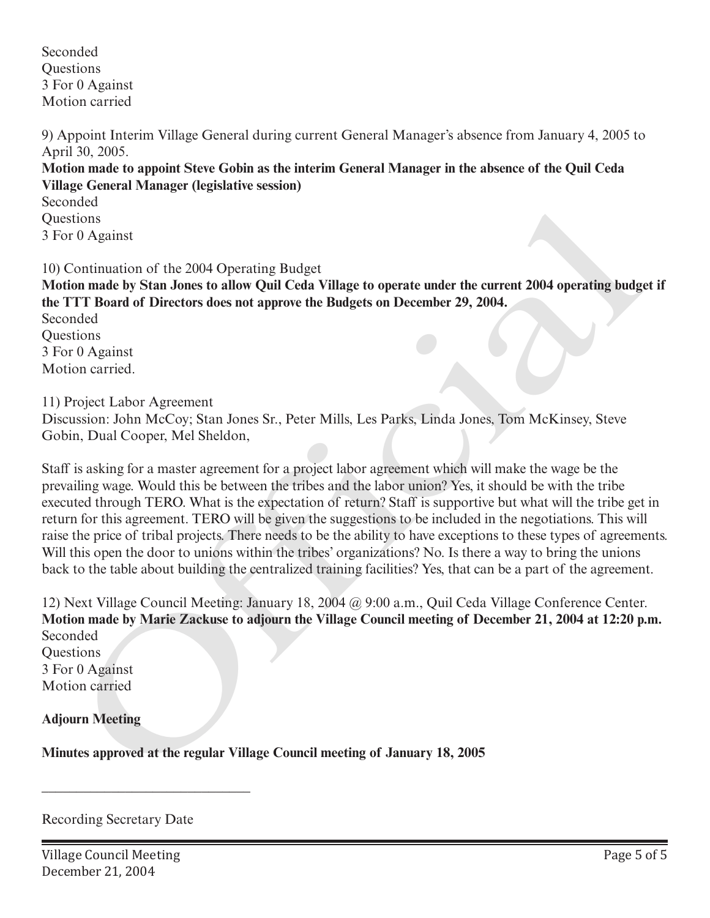Seconded
Questions
3 For 0 Against
Motion carried

9) Appoint Interim Village General during current General Manager's absence from January 4, 2005 to April 30, 2005.

**Motion made to appoint Steve Gobin as the interim General Manager in the absence of the Quil Ceda Village General Manager (legislative session)**

Seconded
Questions
3 For 0 Against

10) Continuation of the 2004 Operating Budget

**Motion made by Stan Jones to allow Quil Ceda Village to operate under the current 2004 operating budget if the TTT Board of Directors does not approve the Budgets on December 29, 2004.**

Seconded
Questions
3 For 0 Against
Motion carried.

11) Project Labor Agreement

Discussion: John McCoy; Stan Jones Sr., Peter Mills, Les Parks, Linda Jones, Tom McKinsey, Steve Gobin, Dual Cooper, Mel Sheldon,

Staff is asking for a master agreement for a project labor agreement which will make the wage be the prevailing wage. Would this be between the tribes and the labor union? Yes, it should be with the tribe executed through TERO. What is the expectation of return? Staff is supportive but what will the tribe get in return for this agreement. TERO will be given the suggestions to be included in the negotiations. This will raise the price of tribal projects. There needs to be the ability to have exceptions to these types of agreements. Will this open the door to unions within the tribes' organizations? No. Is there a way to bring the unions back to the table about building the centralized training facilities? Yes, that can be a part of the agreement.

12) Next Village Council Meeting: January 18, 2004 @ 9:00 a.m., Quil Ceda Village Conference Center.

**Motion made by Marie Zackuse to adjourn the Village Council meeting of December 21, 2004 at 12:20 p.m.**

Seconded
Questions
3 For 0 Against
Motion carried

**Adjourn Meeting**

**Minutes approved at the regular Village Council meeting of January 18, 2005**

\_\_\_\_\_\_\_\_\_\_\_\_\_\_\_\_\_\_\_\_\_\_\_\_\_\_\_\_\_\_

Recording Secretary Date